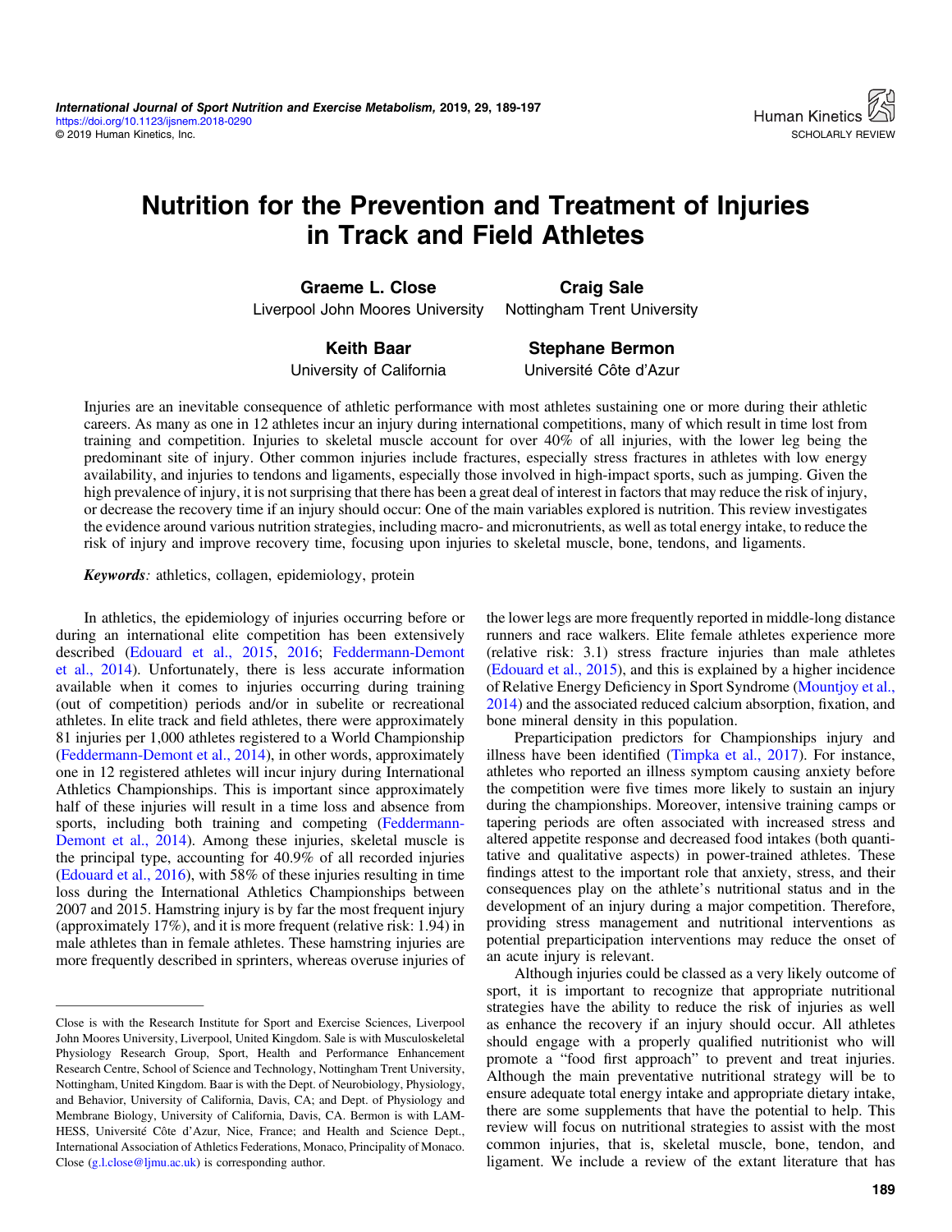# Nutrition for the Prevention and Treatment of Injuries in Track and Field Athletes

**Graeme L. Close**
Liverpool John Moores University

**Craig Sale**
Nottingham Trent University

**Keith Baar**
University of California

**Stephane Bermon**
Université Côte d'Azur

Injuries are an inevitable consequence of athletic performance with most athletes sustaining one or more during their athletic careers. As many as one in 12 athletes incur an injury during international competitions, many of which result in time lost from training and competition. Injuries to skeletal muscle account for over 40% of all injuries, with the lower leg being the predominant site of injury. Other common injuries include fractures, especially stress fractures in athletes with low energy availability, and injuries to tendons and ligaments, especially those involved in high-impact sports, such as jumping. Given the high prevalence of injury, it is not surprising that there has been a great deal of interest in factors that may reduce the risk of injury, or decrease the recovery time if an injury should occur: One of the main variables explored is nutrition. This review investigates the evidence around various nutrition strategies, including macro- and micronutrients, as well as total energy intake, to reduce the risk of injury and improve recovery time, focusing upon injuries to skeletal muscle, bone, tendons, and ligaments.

***Keywords**:* athletics, collagen, epidemiology, protein

In athletics, the epidemiology of injuries occurring before or during an international elite competition has been extensively described (Edouard et al., 2015, 2016; Feddermann-Demont et al., 2014). Unfortunately, there is less accurate information available when it comes to injuries occurring during training (out of competition) periods and/or in subelite or recreational athletes. In elite track and field athletes, there were approximately 81 injuries per 1,000 athletes registered to a World Championship (Feddermann-Demont et al., 2014), in other words, approximately one in 12 registered athletes will incur injury during International Athletics Championships. This is important since approximately half of these injuries will result in a time loss and absence from sports, including both training and competing (Feddermann-Demont et al., 2014). Among these injuries, skeletal muscle is the principal type, accounting for 40.9% of all recorded injuries (Edouard et al., 2016), with 58% of these injuries resulting in time loss during the International Athletics Championships between 2007 and 2015. Hamstring injury is by far the most frequent injury (approximately 17%), and it is more frequent (relative risk: 1.94) in male athletes than in female athletes. These hamstring injuries are more frequently described in sprinters, whereas overuse injuries of the lower legs are more frequently reported in middle-long distance runners and race walkers. Elite female athletes experience more (relative risk: 3.1) stress fracture injuries than male athletes (Edouard et al., 2015), and this is explained by a higher incidence of Relative Energy Deficiency in Sport Syndrome (Mountjoy et al., 2014) and the associated reduced calcium absorption, fixation, and bone mineral density in this population.

Preparticipation predictors for Championships injury and illness have been identified (Timpka et al., 2017). For instance, athletes who reported an illness symptom causing anxiety before the competition were five times more likely to sustain an injury during the championships. Moreover, intensive training camps or tapering periods are often associated with increased stress and altered appetite response and decreased food intakes (both quantitative and qualitative aspects) in power-trained athletes. These findings attest to the important role that anxiety, stress, and their consequences play on the athlete's nutritional status and in the development of an injury during a major competition. Therefore, providing stress management and nutritional interventions as potential preparticipation interventions may reduce the onset of an acute injury is relevant.

Although injuries could be classed as a very likely outcome of sport, it is important to recognize that appropriate nutritional strategies have the ability to reduce the risk of injuries as well as enhance the recovery if an injury should occur. All athletes should engage with a properly qualified nutritionist who will promote a "food first approach" to prevent and treat injuries. Although the main preventative nutritional strategy will be to ensure adequate total energy intake and appropriate dietary intake, there are some supplements that have the potential to help. This review will focus on nutritional strategies to assist with the most common injuries, that is, skeletal muscle, bone, tendon, and ligament. We include a review of the extant literature that has

---

Close is with the Research Institute for Sport and Exercise Sciences, Liverpool John Moores University, Liverpool, United Kingdom. Sale is with Musculoskeletal Physiology Research Group, Sport, Health and Performance Enhancement Research Centre, School of Science and Technology, Nottingham Trent University, Nottingham, United Kingdom. Baar is with the Dept. of Neurobiology, Physiology, and Behavior, University of California, Davis, CA; and Dept. of Physiology and Membrane Biology, University of California, Davis, CA. Bermon is with LAMHESS, Université Côte d'Azur, Nice, France; and Health and Science Dept., International Association of Athletics Federations, Monaco, Principality of Monaco. Close (g.l.close@ljmu.ac.uk) is corresponding author.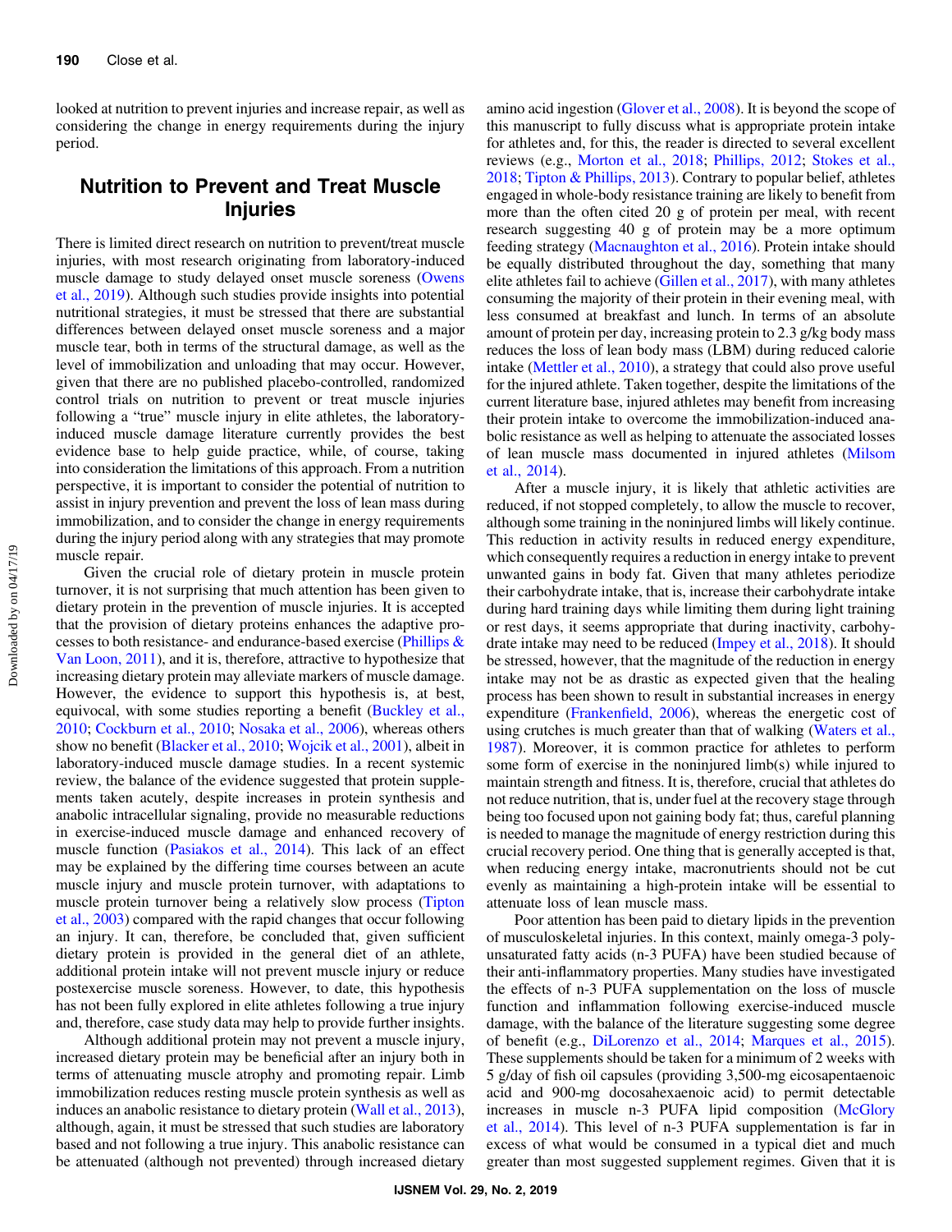looked at nutrition to prevent injuries and increase repair, as well as considering the change in energy requirements during the injury period.

## Nutrition to Prevent and Treat Muscle Injuries

There is limited direct research on nutrition to prevent/treat muscle injuries, with most research originating from laboratory-induced muscle damage to study delayed onset muscle soreness (Owens et al., 2019). Although such studies provide insights into potential nutritional strategies, it must be stressed that there are substantial differences between delayed onset muscle soreness and a major muscle tear, both in terms of the structural damage, as well as the level of immobilization and unloading that may occur. However, given that there are no published placebo-controlled, randomized control trials on nutrition to prevent or treat muscle injuries following a "true" muscle injury in elite athletes, the laboratory-induced muscle damage literature currently provides the best evidence base to help guide practice, while, of course, taking into consideration the limitations of this approach. From a nutrition perspective, it is important to consider the potential of nutrition to assist in injury prevention and prevent the loss of lean mass during immobilization, and to consider the change in energy requirements during the injury period along with any strategies that may promote muscle repair.

Given the crucial role of dietary protein in muscle protein turnover, it is not surprising that much attention has been given to dietary protein in the prevention of muscle injuries. It is accepted that the provision of dietary proteins enhances the adaptive processes to both resistance- and endurance-based exercise (Phillips & Van Loon, 2011), and it is, therefore, attractive to hypothesize that increasing dietary protein may alleviate markers of muscle damage. However, the evidence to support this hypothesis is, at best, equivocal, with some studies reporting a benefit (Buckley et al., 2010; Cockburn et al., 2010; Nosaka et al., 2006), whereas others show no benefit (Blacker et al., 2010; Wojcik et al., 2001), albeit in laboratory-induced muscle damage studies. In a recent systemic review, the balance of the evidence suggested that protein supplements taken acutely, despite increases in protein synthesis and anabolic intracellular signaling, provide no measurable reductions in exercise-induced muscle damage and enhanced recovery of muscle function (Pasiakos et al., 2014). This lack of an effect may be explained by the differing time courses between an acute muscle injury and muscle protein turnover, with adaptations to muscle protein turnover being a relatively slow process (Tipton et al., 2003) compared with the rapid changes that occur following an injury. It can, therefore, be concluded that, given sufficient dietary protein is provided in the general diet of an athlete, additional protein intake will not prevent muscle injury or reduce postexercise muscle soreness. However, to date, this hypothesis has not been fully explored in elite athletes following a true injury and, therefore, case study data may help to provide further insights.

Although additional protein may not prevent a muscle injury, increased dietary protein may be beneficial after an injury both in terms of attenuating muscle atrophy and promoting repair. Limb immobilization reduces resting muscle protein synthesis as well as induces an anabolic resistance to dietary protein (Wall et al., 2013), although, again, it must be stressed that such studies are laboratory based and not following a true injury. This anabolic resistance can be attenuated (although not prevented) through increased dietary amino acid ingestion (Glover et al., 2008). It is beyond the scope of this manuscript to fully discuss what is appropriate protein intake for athletes and, for this, the reader is directed to several excellent reviews (e.g., Morton et al., 2018; Phillips, 2012; Stokes et al., 2018; Tipton & Phillips, 2013). Contrary to popular belief, athletes engaged in whole-body resistance training are likely to benefit from more than the often cited 20 g of protein per meal, with recent research suggesting 40 g of protein may be a more optimum feeding strategy (Macnaughton et al., 2016). Protein intake should be equally distributed throughout the day, something that many elite athletes fail to achieve (Gillen et al., 2017), with many athletes consuming the majority of their protein in their evening meal, with less consumed at breakfast and lunch. In terms of an absolute amount of protein per day, increasing protein to 2.3 g/kg body mass reduces the loss of lean body mass (LBM) during reduced calorie intake (Mettler et al., 2010), a strategy that could also prove useful for the injured athlete. Taken together, despite the limitations of the current literature base, injured athletes may benefit from increasing their protein intake to overcome the immobilization-induced anabolic resistance as well as helping to attenuate the associated losses of lean muscle mass documented in injured athletes (Milsom et al., 2014).

After a muscle injury, it is likely that athletic activities are reduced, if not stopped completely, to allow the muscle to recover, although some training in the noninjured limbs will likely continue. This reduction in activity results in reduced energy expenditure, which consequently requires a reduction in energy intake to prevent unwanted gains in body fat. Given that many athletes periodize their carbohydrate intake, that is, increase their carbohydrate intake during hard training days while limiting them during light training or rest days, it seems appropriate that during inactivity, carbohydrate intake may need to be reduced (Impey et al., 2018). It should be stressed, however, that the magnitude of the reduction in energy intake may not be as drastic as expected given that the healing process has been shown to result in substantial increases in energy expenditure (Frankenfield, 2006), whereas the energetic cost of using crutches is much greater than that of walking (Waters et al., 1987). Moreover, it is common practice for athletes to perform some form of exercise in the noninjured limb(s) while injured to maintain strength and fitness. It is, therefore, crucial that athletes do not reduce nutrition, that is, under fuel at the recovery stage through being too focused upon not gaining body fat; thus, careful planning is needed to manage the magnitude of energy restriction during this crucial recovery period. One thing that is generally accepted is that, when reducing energy intake, macronutrients should not be cut evenly as maintaining a high-protein intake will be essential to attenuate loss of lean muscle mass.

Poor attention has been paid to dietary lipids in the prevention of musculoskeletal injuries. In this context, mainly omega-3 polyunsaturated fatty acids (n-3 PUFA) have been studied because of their anti-inflammatory properties. Many studies have investigated the effects of n-3 PUFA supplementation on the loss of muscle function and inflammation following exercise-induced muscle damage, with the balance of the literature suggesting some degree of benefit (e.g., DiLorenzo et al., 2014; Marques et al., 2015). These supplements should be taken for a minimum of 2 weeks with 5 g/day of fish oil capsules (providing 3,500-mg eicosapentaenoic acid and 900-mg docosahexaenoic acid) to permit detectable increases in muscle n-3 PUFA lipid composition (McGlory et al., 2014). This level of n-3 PUFA supplementation is far in excess of what would be consumed in a typical diet and much greater than most suggested supplement regimes. Given that it is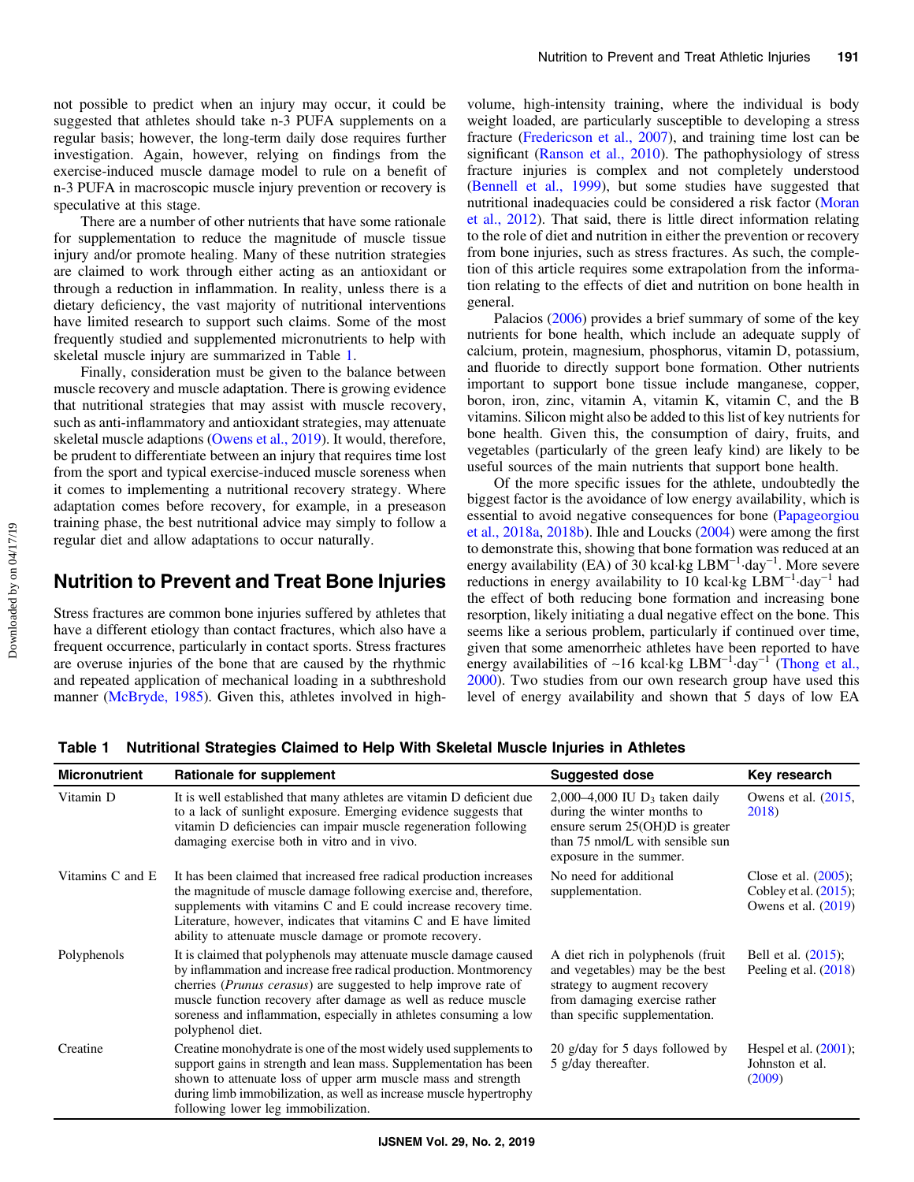not possible to predict when an injury may occur, it could be suggested that athletes should take n-3 PUFA supplements on a regular basis; however, the long-term daily dose requires further investigation. Again, however, relying on findings from the exercise-induced muscle damage model to rule on a benefit of n-3 PUFA in macroscopic muscle injury prevention or recovery is speculative at this stage.

There are a number of other nutrients that have some rationale for supplementation to reduce the magnitude of muscle tissue injury and/or promote healing. Many of these nutrition strategies are claimed to work through either acting as an antioxidant or through a reduction in inflammation. In reality, unless there is a dietary deficiency, the vast majority of nutritional interventions have limited research to support such claims. Some of the most frequently studied and supplemented micronutrients to help with skeletal muscle injury are summarized in Table 1.

Finally, consideration must be given to the balance between muscle recovery and muscle adaptation. There is growing evidence that nutritional strategies that may assist with muscle recovery, such as anti-inflammatory and antioxidant strategies, may attenuate skeletal muscle adaptions (Owens et al., 2019). It would, therefore, be prudent to differentiate between an injury that requires time lost from the sport and typical exercise-induced muscle soreness when it comes to implementing a nutritional recovery strategy. Where adaptation comes before recovery, for example, in a preseason training phase, the best nutritional advice may simply to follow a regular diet and allow adaptations to occur naturally.

## Nutrition to Prevent and Treat Bone Injuries

Stress fractures are common bone injuries suffered by athletes that have a different etiology than contact fractures, which also have a frequent occurrence, particularly in contact sports. Stress fractures are overuse injuries of the bone that are caused by the rhythmic and repeated application of mechanical loading in a subthreshold manner (McBryde, 1985). Given this, athletes involved in high-volume, high-intensity training, where the individual is body weight loaded, are particularly susceptible to developing a stress fracture (Fredericson et al., 2007), and training time lost can be significant (Ranson et al., 2010). The pathophysiology of stress fracture injuries is complex and not completely understood (Bennell et al., 1999), but some studies have suggested that nutritional inadequacies could be considered a risk factor (Moran et al., 2012). That said, there is little direct information relating to the role of diet and nutrition in either the prevention or recovery from bone injuries, such as stress fractures. As such, the completion of this article requires some extrapolation from the information relating to the effects of diet and nutrition on bone health in general.

Palacios (2006) provides a brief summary of some of the key nutrients for bone health, which include an adequate supply of calcium, protein, magnesium, phosphorus, vitamin D, potassium, and fluoride to directly support bone formation. Other nutrients important to support bone tissue include manganese, copper, boron, iron, zinc, vitamin A, vitamin K, vitamin C, and the B vitamins. Silicon might also be added to this list of key nutrients for bone health. Given this, the consumption of dairy, fruits, and vegetables (particularly of the green leafy kind) are likely to be useful sources of the main nutrients that support bone health.

Of the more specific issues for the athlete, undoubtedly the biggest factor is the avoidance of low energy availability, which is essential to avoid negative consequences for bone (Papageorgiou et al., 2018a, 2018b). Ihle and Loucks (2004) were among the first to demonstrate this, showing that bone formation was reduced at an energy availability (EA) of 30 kcal·kg $LBM^{-1}$·$day^{-1}$. More severe reductions in energy availability to 10 kcal·kg $LBM^{-1}$·$day^{-1}$ had the effect of both reducing bone formation and increasing bone resorption, likely initiating a dual negative effect on the bone. This seems like a serious problem, particularly if continued over time, given that some amenorrheic athletes have been reported to have energy availabilities of ~16 kcal·kg $LBM^{-1}$·$day^{-1}$ (Thong et al., 2000). Two studies from our own research group have used this level of energy availability and shown that 5 days of low EA

**Table 1 Nutritional Strategies Claimed to Help With Skeletal Muscle Injuries in Athletes**

| Micronutrient | Rationale for supplement | Suggested dose | Key research |
|---|---|---|---|
| Vitamin D | It is well established that many athletes are vitamin D deficient due to a lack of sunlight exposure. Emerging evidence suggests that vitamin D deficiencies can impair muscle regeneration following damaging exercise both in vitro and in vivo. | 2,000–4,000 IU $D_3$ taken daily during the winter months to ensure serum 25(OH)D is greater than 75 nmol/L with sensible sun exposure in the summer. | Owens et al. (2015, 2018) |
| Vitamins C and E | It has been claimed that increased free radical production increases the magnitude of muscle damage following exercise and, therefore, supplements with vitamins C and E could increase recovery time. Literature, however, indicates that vitamins C and E have limited ability to attenuate muscle damage or promote recovery. | No need for additional supplementation. | Close et al. (2005); Cobley et al. (2015); Owens et al. (2019) |
| Polyphenols | It is claimed that polyphenols may attenuate muscle damage caused by inflammation and increase free radical production. Montmorency cherries (*Prunus cerasus*) are suggested to help improve rate of muscle function recovery after damage as well as reduce muscle soreness and inflammation, especially in athletes consuming a low polyphenol diet. | A diet rich in polyphenols (fruit and vegetables) may be the best strategy to augment recovery from damaging exercise rather than specific supplementation. | Bell et al. (2015); Peeling et al. (2018) |
| Creatine | Creatine monohydrate is one of the most widely used supplements to support gains in strength and lean mass. Supplementation has been shown to attenuate loss of upper arm muscle mass and strength during limb immobilization, as well as increase muscle hypertrophy following lower leg immobilization. | 20 g/day for 5 days followed by 5 g/day thereafter. | Hespel et al. (2001); Johnston et al. (2009) |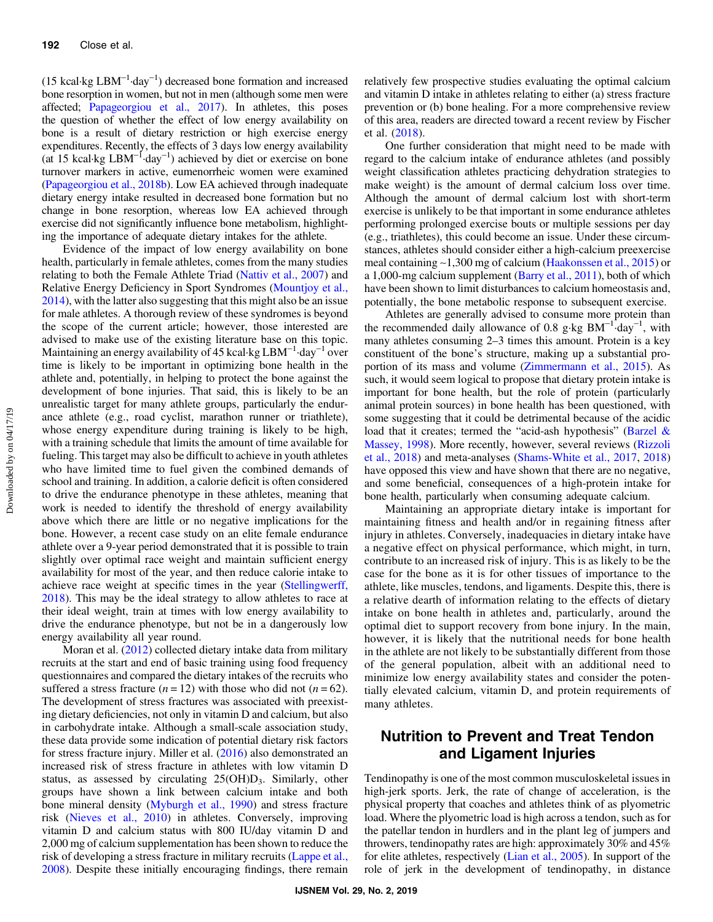(15 kcal·kg $LBM^{-1}$·$day^{-1}$) decreased bone formation and increased bone resorption in women, but not in men (although some men were affected; Papageorgiou et al., 2017). In athletes, this poses the question of whether the effect of low energy availability on bone is a result of dietary restriction or high exercise energy expenditures. Recently, the effects of 3 days low energy availability (at 15 kcal·kg $LBM^{-1}$·$day^{-1}$) achieved by diet or exercise on bone turnover markers in active, eumenorrheic women were examined (Papageorgiou et al., 2018b). Low EA achieved through inadequate dietary energy intake resulted in decreased bone formation but no change in bone resorption, whereas low EA achieved through exercise did not significantly influence bone metabolism, highlighting the importance of adequate dietary intakes for the athlete.

Evidence of the impact of low energy availability on bone health, particularly in female athletes, comes from the many studies relating to both the Female Athlete Triad (Nattiv et al., 2007) and Relative Energy Deficiency in Sport Syndromes (Mountjoy et al., 2014), with the latter also suggesting that this might also be an issue for male athletes. A thorough review of these syndromes is beyond the scope of the current article; however, those interested are advised to make use of the existing literature base on this topic. Maintaining an energy availability of 45 kcal·kg $LBM^{-1}$·$day^{-1}$ over time is likely to be important in optimizing bone health in the athlete and, potentially, in helping to protect the bone against the development of bone injuries. That said, this is likely to be an unrealistic target for many athlete groups, particularly the endurance athlete (e.g., road cyclist, marathon runner or triathlete), whose energy expenditure during training is likely to be high, with a training schedule that limits the amount of time available for fueling. This target may also be difficult to achieve in youth athletes who have limited time to fuel given the combined demands of school and training. In addition, a calorie deficit is often considered to drive the endurance phenotype in these athletes, meaning that work is needed to identify the threshold of energy availability above which there are little or no negative implications for the bone. However, a recent case study on an elite female endurance athlete over a 9-year period demonstrated that it is possible to train slightly over optimal race weight and maintain sufficient energy availability for most of the year, and then reduce calorie intake to achieve race weight at specific times in the year (Stellingwerff, 2018). This may be the ideal strategy to allow athletes to race at their ideal weight, train at times with low energy availability to drive the endurance phenotype, but not be in a dangerously low energy availability all year round.

Moran et al. (2012) collected dietary intake data from military recruits at the start and end of basic training using food frequency questionnaires and compared the dietary intakes of the recruits who suffered a stress fracture ($n = 12$) with those who did not ($n = 62$). The development of stress fractures was associated with preexisting dietary deficiencies, not only in vitamin D and calcium, but also in carbohydrate intake. Although a small-scale association study, these data provide some indication of potential dietary risk factors for stress fracture injury. Miller et al. (2016) also demonstrated an increased risk of stress fracture in athletes with low vitamin D status, as assessed by circulating 25(OH)$D_3$. Similarly, other groups have shown a link between calcium intake and both bone mineral density (Myburgh et al., 1990) and stress fracture risk (Nieves et al., 2010) in athletes. Conversely, improving vitamin D and calcium status with 800 IU/day vitamin D and 2,000 mg of calcium supplementation has been shown to reduce the risk of developing a stress fracture in military recruits (Lappe et al., 2008). Despite these initially encouraging findings, there remain relatively few prospective studies evaluating the optimal calcium and vitamin D intake in athletes relating to either (a) stress fracture prevention or (b) bone healing. For a more comprehensive review of this area, readers are directed toward a recent review by Fischer et al. (2018).

One further consideration that might need to be made with regard to the calcium intake of endurance athletes (and possibly weight classification athletes practicing dehydration strategies to make weight) is the amount of dermal calcium loss over time. Although the amount of dermal calcium lost with short-term exercise is unlikely to be that important in some endurance athletes performing prolonged exercise bouts or multiple sessions per day (e.g., triathletes), this could become an issue. Under these circumstances, athletes should consider either a high-calcium preexercise meal containing ~1,300 mg of calcium (Haakonssen et al., 2015) or a 1,000-mg calcium supplement (Barry et al., 2011), both of which have been shown to limit disturbances to calcium homeostasis and, potentially, the bone metabolic response to subsequent exercise.

Athletes are generally advised to consume more protein than the recommended daily allowance of 0.8 g·kg $BM^{-1}$·$day^{-1}$, with many athletes consuming 2–3 times this amount. Protein is a key constituent of the bone's structure, making up a substantial proportion of its mass and volume (Zimmermann et al., 2015). As such, it would seem logical to propose that dietary protein intake is important for bone health, but the role of protein (particularly animal protein sources) in bone health has been questioned, with some suggesting that it could be detrimental because of the acidic load that it creates; termed the "acid-ash hypothesis" (Barzel & Massey, 1998). More recently, however, several reviews (Rizzoli et al., 2018) and meta-analyses (Shams-White et al., 2017, 2018) have opposed this view and have shown that there are no negative, and some beneficial, consequences of a high-protein intake for bone health, particularly when consuming adequate calcium.

Maintaining an appropriate dietary intake is important for maintaining fitness and health and/or in regaining fitness after injury in athletes. Conversely, inadequacies in dietary intake have a negative effect on physical performance, which might, in turn, contribute to an increased risk of injury. This is as likely to be the case for the bone as it is for other tissues of importance to the athlete, like muscles, tendons, and ligaments. Despite this, there is a relative dearth of information relating to the effects of dietary intake on bone health in athletes and, particularly, around the optimal diet to support recovery from bone injury. In the main, however, it is likely that the nutritional needs for bone health in the athlete are not likely to be substantially different from those of the general population, albeit with an additional need to minimize low energy availability states and consider the potentially elevated calcium, vitamin D, and protein requirements of many athletes.

## Nutrition to Prevent and Treat Tendon and Ligament Injuries

Tendinopathy is one of the most common musculoskeletal issues in high-jerk sports. Jerk, the rate of change of acceleration, is the physical property that coaches and athletes think of as plyometric load. Where the plyometric load is high across a tendon, such as for the patellar tendon in hurdlers and in the plant leg of jumpers and throwers, tendinopathy rates are high: approximately 30% and 45% for elite athletes, respectively (Lian et al., 2005). In support of the role of jerk in the development of tendinopathy, in distance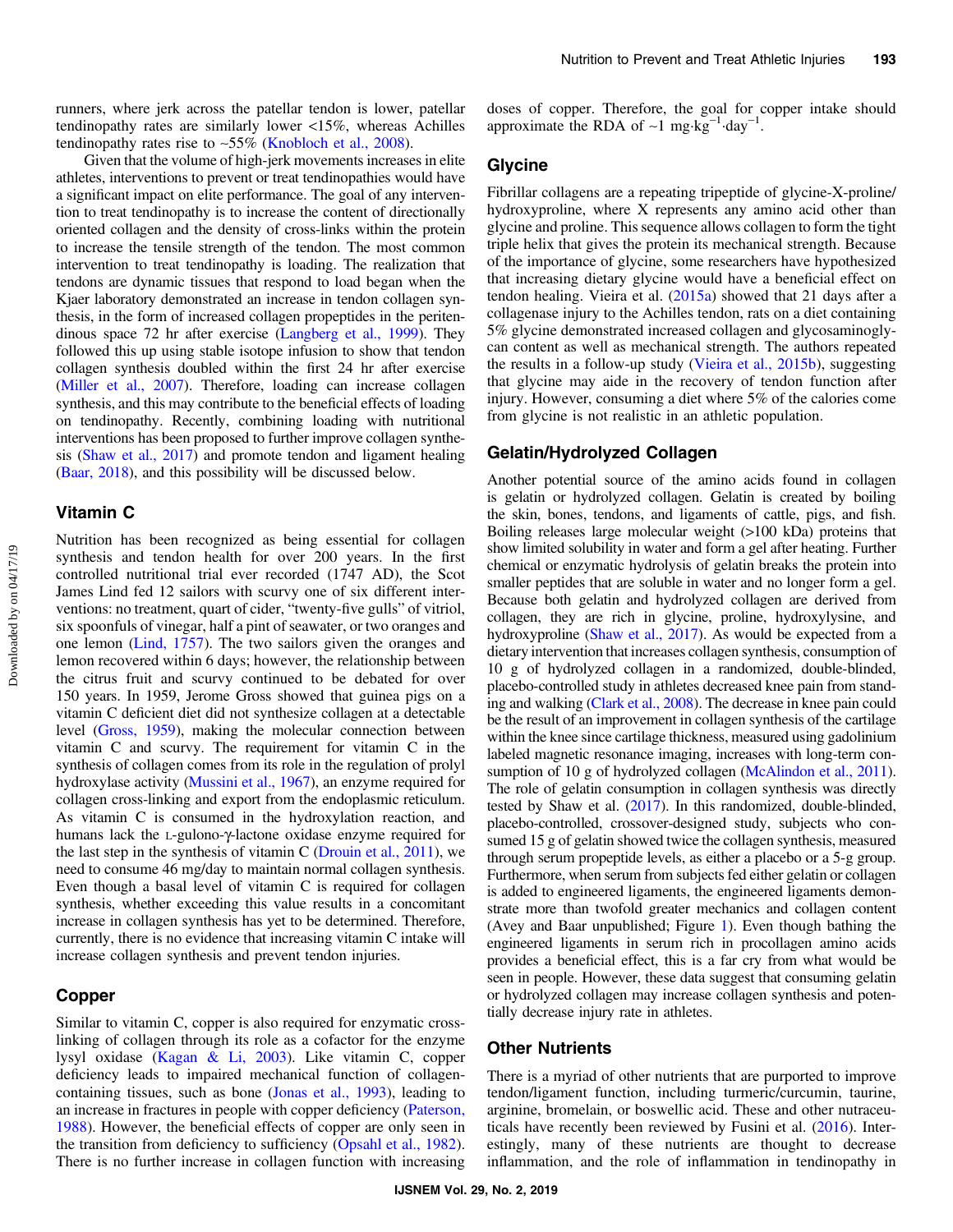runners, where jerk across the patellar tendon is lower, patellar tendinopathy rates are similarly lower <15%, whereas Achilles tendinopathy rates rise to ~55% (Knobloch et al., 2008).

Given that the volume of high-jerk movements increases in elite athletes, interventions to prevent or treat tendinopathies would have a significant impact on elite performance. The goal of any intervention to treat tendinopathy is to increase the content of directionally oriented collagen and the density of cross-links within the protein to increase the tensile strength of the tendon. The most common intervention to treat tendinopathy is loading. The realization that tendons are dynamic tissues that respond to load began when the Kjaer laboratory demonstrated an increase in tendon collagen synthesis, in the form of increased collagen propeptides in the peritendinous space 72 hr after exercise (Langberg et al., 1999). They followed this up using stable isotope infusion to show that tendon collagen synthesis doubled within the first 24 hr after exercise (Miller et al., 2007). Therefore, loading can increase collagen synthesis, and this may contribute to the beneficial effects of loading on tendinopathy. Recently, combining loading with nutritional interventions has been proposed to further improve collagen synthesis (Shaw et al., 2017) and promote tendon and ligament healing (Baar, 2018), and this possibility will be discussed below.

## Vitamin C

Nutrition has been recognized as being essential for collagen synthesis and tendon health for over 200 years. In the first controlled nutritional trial ever recorded (1747 AD), the Scot James Lind fed 12 sailors with scurvy one of six different interventions: no treatment, quart of cider, "twenty-five gulls" of vitriol, six spoonfuls of vinegar, half a pint of seawater, or two oranges and one lemon (Lind, 1757). The two sailors given the oranges and lemon recovered within 6 days; however, the relationship between the citrus fruit and scurvy continued to be debated for over 150 years. In 1959, Jerome Gross showed that guinea pigs on a vitamin C deficient diet did not synthesize collagen at a detectable level (Gross, 1959), making the molecular connection between vitamin C and scurvy. The requirement for vitamin C in the synthesis of collagen comes from its role in the regulation of prolyl hydroxylase activity (Mussini et al., 1967), an enzyme required for collagen cross-linking and export from the endoplasmic reticulum. As vitamin C is consumed in the hydroxylation reaction, and humans lack the L-gulono-γ-lactone oxidase enzyme required for the last step in the synthesis of vitamin C (Drouin et al., 2011), we need to consume 46 mg/day to maintain normal collagen synthesis. Even though a basal level of vitamin C is required for collagen synthesis, whether exceeding this value results in a concomitant increase in collagen synthesis has yet to be determined. Therefore, currently, there is no evidence that increasing vitamin C intake will increase collagen synthesis and prevent tendon injuries.

## Copper

Similar to vitamin C, copper is also required for enzymatic cross-linking of collagen through its role as a cofactor for the enzyme lysyl oxidase (Kagan & Li, 2003). Like vitamin C, copper deficiency leads to impaired mechanical function of collagen-containing tissues, such as bone (Jonas et al., 1993), leading to an increase in fractures in people with copper deficiency (Paterson, 1988). However, the beneficial effects of copper are only seen in the transition from deficiency to sufficiency (Opsahl et al., 1982). There is no further increase in collagen function with increasing doses of copper. Therefore, the goal for copper intake should approximate the RDA of ~1 $mg \cdot kg^{-1} \cdot day^{-1}$.

## Glycine

Fibrillar collagens are a repeating tripeptide of glycine-X-proline/hydroxyproline, where X represents any amino acid other than glycine and proline. This sequence allows collagen to form the tight triple helix that gives the protein its mechanical strength. Because of the importance of glycine, some researchers have hypothesized that increasing dietary glycine would have a beneficial effect on tendon healing. Vieira et al. (2015a) showed that 21 days after a collagenase injury to the Achilles tendon, rats on a diet containing 5% glycine demonstrated increased collagen and glycosaminoglycan content as well as mechanical strength. The authors repeated the results in a follow-up study (Vieira et al., 2015b), suggesting that glycine may aide in the recovery of tendon function after injury. However, consuming a diet where 5% of the calories come from glycine is not realistic in an athletic population.

## Gelatin/Hydrolyzed Collagen

Another potential source of the amino acids found in collagen is gelatin or hydrolyzed collagen. Gelatin is created by boiling the skin, bones, tendons, and ligaments of cattle, pigs, and fish. Boiling releases large molecular weight (>100 kDa) proteins that show limited solubility in water and form a gel after heating. Further chemical or enzymatic hydrolysis of gelatin breaks the protein into smaller peptides that are soluble in water and no longer form a gel. Because both gelatin and hydrolyzed collagen are derived from collagen, they are rich in glycine, proline, hydroxylysine, and hydroxyproline (Shaw et al., 2017). As would be expected from a dietary intervention that increases collagen synthesis, consumption of 10 g of hydrolyzed collagen in a randomized, double-blinded, placebo-controlled study in athletes decreased knee pain from standing and walking (Clark et al., 2008). The decrease in knee pain could be the result of an improvement in collagen synthesis of the cartilage within the knee since cartilage thickness, measured using gadolinium labeled magnetic resonance imaging, increases with long-term consumption of 10 g of hydrolyzed collagen (McAlindon et al., 2011). The role of gelatin consumption in collagen synthesis was directly tested by Shaw et al. (2017). In this randomized, double-blinded, placebo-controlled, crossover-designed study, subjects who consumed 15 g of gelatin showed twice the collagen synthesis, measured through serum propeptide levels, as either a placebo or a 5-g group. Furthermore, when serum from subjects fed either gelatin or collagen is added to engineered ligaments, the engineered ligaments demonstrate more than twofold greater mechanics and collagen content (Avey and Baar unpublished; Figure 1). Even though bathing the engineered ligaments in serum rich in procollagen amino acids provides a beneficial effect, this is a far cry from what would be seen in people. However, these data suggest that consuming gelatin or hydrolyzed collagen may increase collagen synthesis and potentially decrease injury rate in athletes.

## Other Nutrients

There is a myriad of other nutrients that are purported to improve tendon/ligament function, including turmeric/curcumin, taurine, arginine, bromelain, or boswellic acid. These and other nutraceuticals have recently been reviewed by Fusini et al. (2016). Interestingly, many of these nutrients are thought to decrease inflammation, and the role of inflammation in tendinopathy in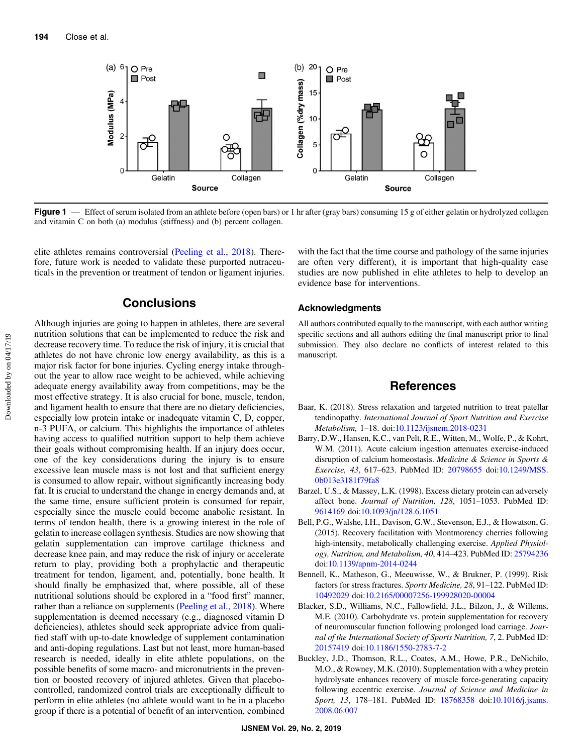Figure 1 — Effect of serum isolated from an athlete before (open bars) or 1 hr after (gray bars) consuming 15 g of either gelatin or hydrolyzed collagen and vitamin C on both (a) modulus (stiffness) and (b) percent collagen.

elite athletes remains controversial (Peeling et al., 2018). Therefore, future work is needed to validate these purported nutraceuticals in the prevention or treatment of tendon or ligament injuries.

## Conclusions

Although injuries are going to happen in athletes, there are several nutrition solutions that can be implemented to reduce the risk and decrease recovery time. To reduce the risk of injury, it is crucial that athletes do not have chronic low energy availability, as this is a major risk factor for bone injuries. Cycling energy intake throughout the year to allow race weight to be achieved, while achieving adequate energy availability away from competitions, may be the most effective strategy. It is also crucial for bone, muscle, tendon, and ligament health to ensure that there are no dietary deficiencies, especially low protein intake or inadequate vitamin C, D, copper, n-3 PUFA, or calcium. This highlights the importance of athletes having access to qualified nutrition support to help them achieve their goals without compromising health. If an injury does occur, one of the key considerations during the injury is to ensure excessive lean muscle mass is not lost and that sufficient energy is consumed to allow repair, without significantly increasing body fat. It is crucial to understand the change in energy demands and, at the same time, ensure sufficient protein is consumed for repair, especially since the muscle could become anabolic resistant. In terms of tendon health, there is a growing interest in the role of gelatin to increase collagen synthesis. Studies are now showing that gelatin supplementation can improve cartilage thickness and decrease knee pain, and may reduce the risk of injury or accelerate return to play, providing both a prophylactic and therapeutic treatment for tendon, ligament, and, potentially, bone health. It should finally be emphasized that, where possible, all of these nutritional solutions should be explored in a "food first" manner, rather than a reliance on supplements (Peeling et al., 2018). Where supplementation is deemed necessary (e.g., diagnosed vitamin D deficiencies), athletes should seek appropriate advice from qualified staff with up-to-date knowledge of supplement contamination and anti-doping regulations. Last but not least, more human-based research is needed, ideally in elite athlete populations, on the possible benefits of some macro- and micronutrients in the prevention or boosted recovery of injured athletes. Given that placebo-controlled, randomized control trials are exceptionally difficult to perform in elite athletes (no athlete would want to be in a placebo group if there is a potential of benefit of an intervention, combined with the fact that the time course and pathology of the same injuries are often very different), it is important that high-quality case studies are now published in elite athletes to help to develop an evidence base for interventions.

### Acknowledgments

All authors contributed equally to the manuscript, with each author writing specific sections and all authors editing the final manuscript prior to final submission. They also declare no conflicts of interest related to this manuscript.

## References

Baar, K. (2018). Stress relaxation and targeted nutrition to treat patellar tendinopathy. *International Journal of Sport Nutrition and Exercise Metabolism,* 1–18. doi:10.1123/ijsnem.2018-0231

Barry, D.W., Hansen, K.C., van Pelt, R.E., Witten, M., Wolfe, P., & Kohrt, W.M. (2011). Acute calcium ingestion attenuates exercise-induced disruption of calcium homeostasis. *Medicine & Science in Sports & Exercise, 43*, 617–623. PubMed ID: 20798655 doi:10.1249/MSS.0b013e3181f79fa8

Barzel, U.S., & Massey, L.K. (1998). Excess dietary protein can adversely affect bone. *Journal of Nutrition, 128*, 1051–1053. PubMed ID: 9614169 doi:10.1093/jn/128.6.1051

Bell, P.G., Walshe, I.H., Davison, G.W., Stevenson, E.J., & Howatson, G. (2015). Recovery facilitation with Montmorency cherries following high-intensity, metabolically challenging exercise. *Applied Physiology, Nutrition, and Metabolism, 40*, 414–423. PubMed ID: 25794236 doi:10.1139/apnm-2014-0244

Bennell, K., Matheson, G., Meeuwisse, W., & Brukner, P. (1999). Risk factors for stress fractures. *Sports Medicine, 28*, 91–122. PubMed ID: 10492029 doi:10.2165/00007256-199928020-00004

Blacker, S.D., Williams, N.C., Fallowfield, J.L., Bilzon, J., & Willems, M.E. (2010). Carbohydrate vs. protein supplementation for recovery of neuromuscular function following prolonged load carriage. *Journal of the International Society of Sports Nutrition, 7*, 2. PubMed ID: 20157419 doi:10.1186/1550-2783-7-2

Buckley, J.D., Thomson, R.L., Coates, A.M., Howe, P.R., DeNichilo, M.O., & Rowney, M.K. (2010). Supplementation with a whey protein hydrolysate enhances recovery of muscle force-generating capacity following eccentric exercise. *Journal of Science and Medicine in Sport, 13*, 178–181. PubMed ID: 18768358 doi:10.1016/j.jsams.2008.06.007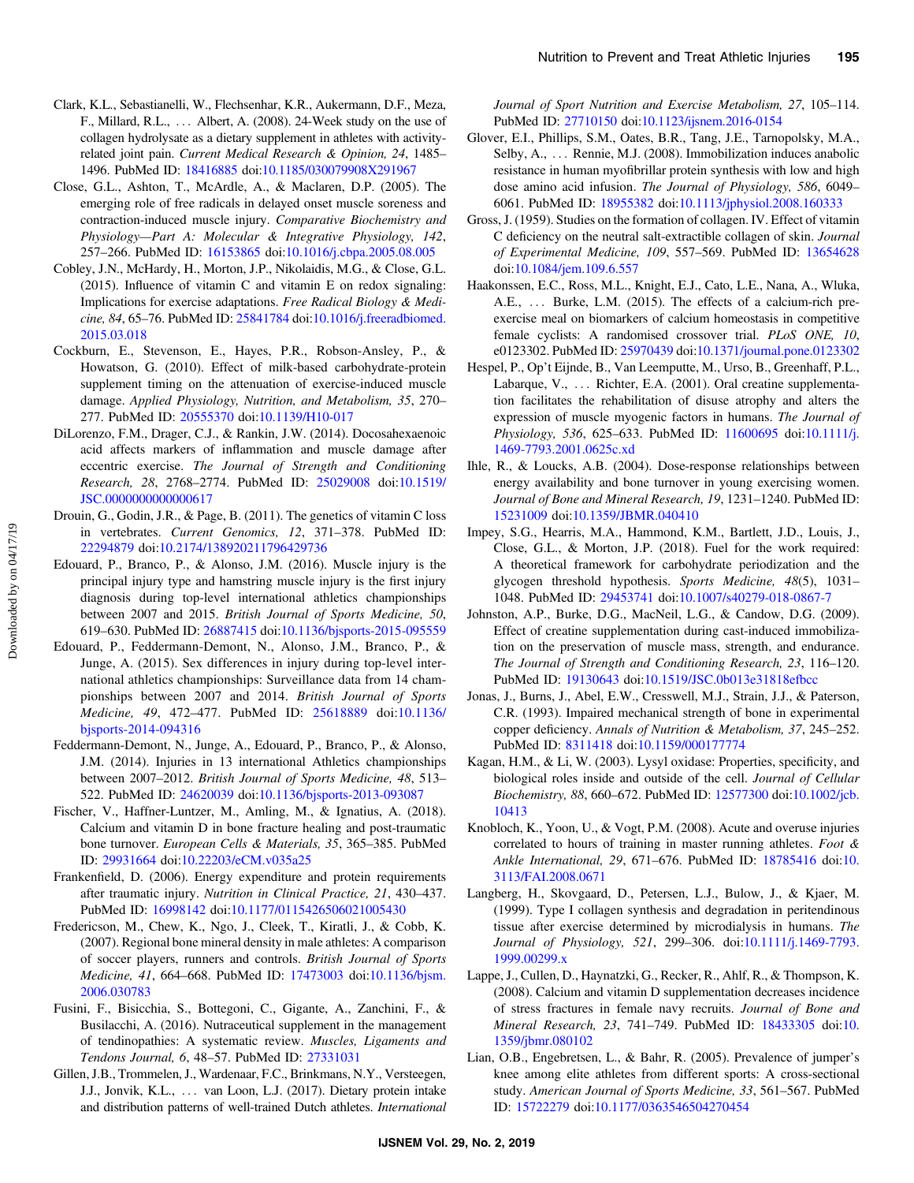Clark, K.L., Sebastianelli, W., Flechsenhar, K.R., Aukermann, D.F., Meza, F., Millard, R.L., … Albert, A. (2008). 24-Week study on the use of collagen hydrolysate as a dietary supplement in athletes with activity-related joint pain. *Current Medical Research & Opinion, 24*, 1485–1496. PubMed ID: 18416885 doi:10.1185/030079908X291967

Close, G.L., Ashton, T., McArdle, A., & Maclaren, D.P. (2005). The emerging role of free radicals in delayed onset muscle soreness and contraction-induced muscle injury. *Comparative Biochemistry and Physiology—Part A: Molecular & Integrative Physiology, 142*, 257–266. PubMed ID: 16153865 doi:10.1016/j.cbpa.2005.08.005

Cobley, J.N., McHardy, H., Morton, J.P., Nikolaidis, M.G., & Close, G.L. (2015). Influence of vitamin C and vitamin E on redox signaling: Implications for exercise adaptations. *Free Radical Biology & Medicine, 84*, 65–76. PubMed ID: 25841784 doi:10.1016/j.freeradbiomed.2015.03.018

Cockburn, E., Stevenson, E., Hayes, P.R., Robson-Ansley, P., & Howatson, G. (2010). Effect of milk-based carbohydrate-protein supplement timing on the attenuation of exercise-induced muscle damage. *Applied Physiology, Nutrition, and Metabolism, 35*, 270–277. PubMed ID: 20555370 doi:10.1139/H10-017

DiLorenzo, F.M., Drager, C.J., & Rankin, J.W. (2014). Docosahexaenoic acid affects markers of inflammation and muscle damage after eccentric exercise. *The Journal of Strength and Conditioning Research, 28*, 2768–2774. PubMed ID: 25029008 doi:10.1519/JSC.0000000000000617

Drouin, G., Godin, J.R., & Page, B. (2011). The genetics of vitamin C loss in vertebrates. *Current Genomics, 12*, 371–378. PubMed ID: 22294879 doi:10.2174/138920211796429736

Edouard, P., Branco, P., & Alonso, J.M. (2016). Muscle injury is the principal injury type and hamstring muscle injury is the first injury diagnosis during top-level international athletics championships between 2007 and 2015. *British Journal of Sports Medicine, 50*, 619–630. PubMed ID: 26887415 doi:10.1136/bjsports-2015-095559

Edouard, P., Feddermann-Demont, N., Alonso, J.M., Branco, P., & Junge, A. (2015). Sex differences in injury during top-level international athletics championships: Surveillance data from 14 championships between 2007 and 2014. *British Journal of Sports Medicine, 49*, 472–477. PubMed ID: 25618889 doi:10.1136/bjsports-2014-094316

Feddermann-Demont, N., Junge, A., Edouard, P., Branco, P., & Alonso, J.M. (2014). Injuries in 13 international Athletics championships between 2007–2012. *British Journal of Sports Medicine, 48*, 513–522. PubMed ID: 24620039 doi:10.1136/bjsports-2013-093087

Fischer, V., Haffner-Luntzer, M., Amling, M., & Ignatius, A. (2018). Calcium and vitamin D in bone fracture healing and post-traumatic bone turnover. *European Cells & Materials, 35*, 365–385. PubMed ID: 29931664 doi:10.22203/eCM.v035a25

Frankenfield, D. (2006). Energy expenditure and protein requirements after traumatic injury. *Nutrition in Clinical Practice, 21*, 430–437. PubMed ID: 16998142 doi:10.1177/0115426506021005430

Fredericson, M., Chew, K., Ngo, J., Cleek, T., Kiratli, J., & Cobb, K. (2007). Regional bone mineral density in male athletes: A comparison of soccer players, runners and controls. *British Journal of Sports Medicine, 41*, 664–668. PubMed ID: 17473003 doi:10.1136/bjsm.2006.030783

Fusini, F., Bisicchia, S., Bottegoni, C., Gigante, A., Zanchini, F., & Busilacchi, A. (2016). Nutraceutical supplement in the management of tendinopathies: A systematic review. *Muscles, Ligaments and Tendons Journal, 6*, 48–57. PubMed ID: 27331031

Gillen, J.B., Trommelen, J., Wardenaar, F.C., Brinkmans, N.Y., Versteegen, J.J., Jonvik, K.L., … van Loon, L.J. (2017). Dietary protein intake and distribution patterns of well-trained Dutch athletes. *International Journal of Sport Nutrition and Exercise Metabolism, 27*, 105–114. PubMed ID: 27710150 doi:10.1123/ijsnem.2016-0154

Glover, E.I., Phillips, S.M., Oates, B.R., Tang, J.E., Tarnopolsky, M.A., Selby, A., … Rennie, M.J. (2008). Immobilization induces anabolic resistance in human myofibrillar protein synthesis with low and high dose amino acid infusion. *The Journal of Physiology, 586*, 6049–6061. PubMed ID: 18955382 doi:10.1113/jphysiol.2008.160333

Gross, J. (1959). Studies on the formation of collagen. IV. Effect of vitamin C deficiency on the neutral salt-extractible collagen of skin. *Journal of Experimental Medicine, 109*, 557–569. PubMed ID: 13654628 doi:10.1084/jem.109.6.557

Haakonssen, E.C., Ross, M.L., Knight, E.J., Cato, L.E., Nana, A., Wluka, A.E., … Burke, L.M. (2015). The effects of a calcium-rich pre-exercise meal on biomarkers of calcium homeostasis in competitive female cyclists: A randomised crossover trial. *PLoS ONE, 10*, e0123302. PubMed ID: 25970439 doi:10.1371/journal.pone.0123302

Hespel, P., Op't Eijnde, B., Van Leemputte, M., Urso, B., Greenhaff, P.L., Labarque, V., … Richter, E.A. (2001). Oral creatine supplementation facilitates the rehabilitation of disuse atrophy and alters the expression of muscle myogenic factors in humans. *The Journal of Physiology, 536*, 625–633. PubMed ID: 11600695 doi:10.1111/j.1469-7793.2001.0625c.xd

Ihle, R., & Loucks, A.B. (2004). Dose-response relationships between energy availability and bone turnover in young exercising women. *Journal of Bone and Mineral Research, 19*, 1231–1240. PubMed ID: 15231009 doi:10.1359/JBMR.040410

Impey, S.G., Hearris, M.A., Hammond, K.M., Bartlett, J.D., Louis, J., Close, G.L., & Morton, J.P. (2018). Fuel for the work required: A theoretical framework for carbohydrate periodization and the glycogen threshold hypothesis. *Sports Medicine, 48*(5), 1031–1048. PubMed ID: 29453741 doi:10.1007/s40279-018-0867-7

Johnston, A.P., Burke, D.G., MacNeil, L.G., & Candow, D.G. (2009). Effect of creatine supplementation during cast-induced immobilization on the preservation of muscle mass, strength, and endurance. *The Journal of Strength and Conditioning Research, 23*, 116–120. PubMed ID: 19130643 doi:10.1519/JSC.0b013e31818efbcc

Jonas, J., Burns, J., Abel, E.W., Cresswell, M.J., Strain, J.J., & Paterson, C.R. (1993). Impaired mechanical strength of bone in experimental copper deficiency. *Annals of Nutrition & Metabolism, 37*, 245–252. PubMed ID: 8311418 doi:10.1159/000177774

Kagan, H.M., & Li, W. (2003). Lysyl oxidase: Properties, specificity, and biological roles inside and outside of the cell. *Journal of Cellular Biochemistry, 88*, 660–672. PubMed ID: 12577300 doi:10.1002/jcb.10413

Knobloch, K., Yoon, U., & Vogt, P.M. (2008). Acute and overuse injuries correlated to hours of training in master running athletes. *Foot & Ankle International, 29*, 671–676. PubMed ID: 18785416 doi:10.3113/FAI.2008.0671

Langberg, H., Skovgaard, D., Petersen, L.J., Bulow, J., & Kjaer, M. (1999). Type I collagen synthesis and degradation in peritendinous tissue after exercise determined by microdialysis in humans. *The Journal of Physiology, 521*, 299–306. doi:10.1111/j.1469-7793.1999.00299.x

Lappe, J., Cullen, D., Haynatzki, G., Recker, R., Ahlf, R., & Thompson, K. (2008). Calcium and vitamin D supplementation decreases incidence of stress fractures in female navy recruits. *Journal of Bone and Mineral Research, 23*, 741–749. PubMed ID: 18433305 doi:10.1359/jbmr.080102

Lian, O.B., Engebretsen, L., & Bahr, R. (2005). Prevalence of jumper's knee among elite athletes from different sports: A cross-sectional study. *American Journal of Sports Medicine, 33*, 561–567. PubMed ID: 15722279 doi:10.1177/0363546504270454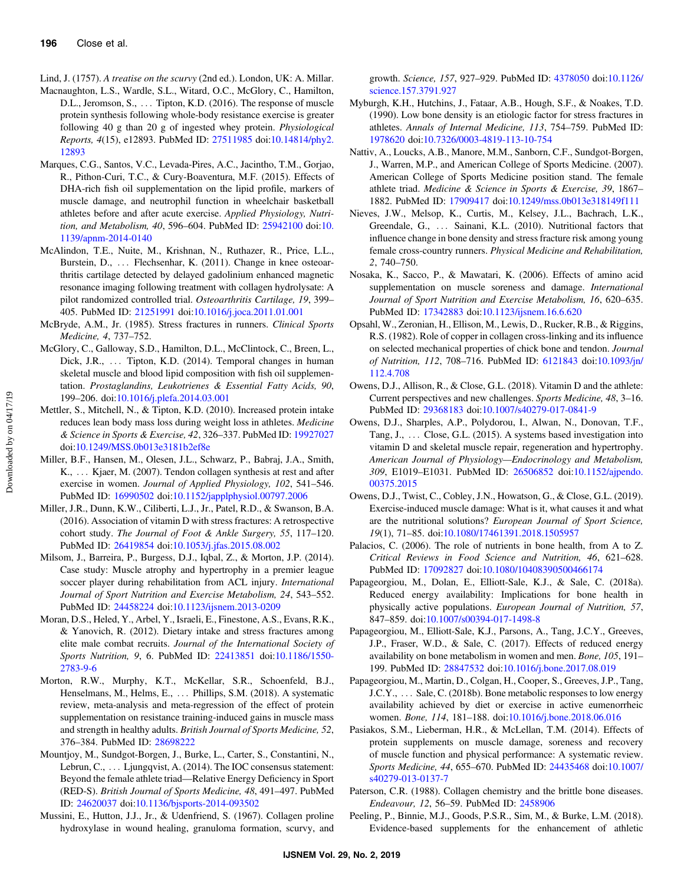Lind, J. (1757). *A treatise on the scurvy* (2nd ed.). London, UK: A. Millar.

Macnaughton, L.S., Wardle, S.L., Witard, O.C., McGlory, C., Hamilton, D.L., Jeromson, S., … Tipton, K.D. (2016). The response of muscle protein synthesis following whole-body resistance exercise is greater following 40 g than 20 g of ingested whey protein. *Physiological Reports, 4*(15), e12893. PubMed ID: 27511985 doi:10.14814/phy2.12893

Marques, C.G., Santos, V.C., Levada-Pires, A.C., Jacintho, T.M., Gorjao, R., Pithon-Curi, T.C., & Cury-Boaventura, M.F. (2015). Effects of DHA-rich fish oil supplementation on the lipid profile, markers of muscle damage, and neutrophil function in wheelchair basketball athletes before and after acute exercise. *Applied Physiology, Nutrition, and Metabolism, 40*, 596–604. PubMed ID: 25942100 doi:10.1139/apnm-2014-0140

McAlindon, T.E., Nuite, M., Krishnan, N., Ruthazer, R., Price, L.L., Burstein, D., … Flechsenhar, K. (2011). Change in knee osteoarthritis cartilage detected by delayed gadolinium enhanced magnetic resonance imaging following treatment with collagen hydrolysate: A pilot randomized controlled trial. *Osteoarthritis Cartilage, 19*, 399–405. PubMed ID: 21251991 doi:10.1016/j.joca.2011.01.001

McBryde, A.M., Jr. (1985). Stress fractures in runners. *Clinical Sports Medicine, 4*, 737–752.

McGlory, C., Galloway, S.D., Hamilton, D.L., McClintock, C., Breen, L., Dick, J.R., … Tipton, K.D. (2014). Temporal changes in human skeletal muscle and blood lipid composition with fish oil supplementation. *Prostaglandins, Leukotrienes & Essential Fatty Acids, 90*, 199–206. doi:10.1016/j.plefa.2014.03.001

Mettler, S., Mitchell, N., & Tipton, K.D. (2010). Increased protein intake reduces lean body mass loss during weight loss in athletes. *Medicine & Science in Sports & Exercise, 42*, 326–337. PubMed ID: 19927027 doi:10.1249/MSS.0b013e3181b2ef8e

Miller, B.F., Hansen, M., Olesen, J.L., Schwarz, P., Babraj, J.A., Smith, K., … Kjaer, M. (2007). Tendon collagen synthesis at rest and after exercise in women. *Journal of Applied Physiology, 102*, 541–546. PubMed ID: 16990502 doi:10.1152/japplphysiol.00797.2006

Miller, J.R., Dunn, K.W., Ciliberti, L.J., Jr., Patel, R.D., & Swanson, B.A. (2016). Association of vitamin D with stress fractures: A retrospective cohort study. *The Journal of Foot & Ankle Surgery, 55*, 117–120. PubMed ID: 26419854 doi:10.1053/j.jfas.2015.08.002

Milsom, J., Barreira, P., Burgess, D.J., Iqbal, Z., & Morton, J.P. (2014). Case study: Muscle atrophy and hypertrophy in a premier league soccer player during rehabilitation from ACL injury. *International Journal of Sport Nutrition and Exercise Metabolism, 24*, 543–552. PubMed ID: 24458224 doi:10.1123/ijsnem.2013-0209

Moran, D.S., Heled, Y., Arbel, Y., Israeli, E., Finestone, A.S., Evans, R.K., & Yanovich, R. (2012). Dietary intake and stress fractures among elite male combat recruits. *Journal of the International Society of Sports Nutrition, 9*, 6. PubMed ID: 22413851 doi:10.1186/1550-2783-9-6

Morton, R.W., Murphy, K.T., McKellar, S.R., Schoenfeld, B.J., Henselmans, M., Helms, E., … Phillips, S.M. (2018). A systematic review, meta-analysis and meta-regression of the effect of protein supplementation on resistance training-induced gains in muscle mass and strength in healthy adults. *British Journal of Sports Medicine, 52*, 376–384. PubMed ID: 28698222

Mountjoy, M., Sundgot-Borgen, J., Burke, L., Carter, S., Constantini, N., Lebrun, C., … Ljungqvist, A. (2014). The IOC consensus statement: Beyond the female athlete triad—Relative Energy Deficiency in Sport (RED-S). *British Journal of Sports Medicine, 48*, 491–497. PubMed ID: 24620037 doi:10.1136/bjsports-2014-093502

Mussini, E., Hutton, J.J., Jr., & Udenfriend, S. (1967). Collagen proline hydroxylase in wound healing, granuloma formation, scurvy, and growth. *Science, 157*, 927–929. PubMed ID: 4378050 doi:10.1126/science.157.3791.927

Myburgh, K.H., Hutchins, J., Fataar, A.B., Hough, S.F., & Noakes, T.D. (1990). Low bone density is an etiologic factor for stress fractures in athletes. *Annals of Internal Medicine, 113*, 754–759. PubMed ID: 1978620 doi:10.7326/0003-4819-113-10-754

Nattiv, A., Loucks, A.B., Manore, M.M., Sanborn, C.F., Sundgot-Borgen, J., Warren, M.P., and American College of Sports Medicine. (2007). American College of Sports Medicine position stand. The female athlete triad. *Medicine & Science in Sports & Exercise, 39*, 1867–1882. PubMed ID: 17909417 doi:10.1249/mss.0b013e318149f111

Nieves, J.W., Melsop, K., Curtis, M., Kelsey, J.L., Bachrach, L.K., Greendale, G., … Sainani, K.L. (2010). Nutritional factors that influence change in bone density and stress fracture risk among young female cross-country runners. *Physical Medicine and Rehabilitation, 2*, 740–750.

Nosaka, K., Sacco, P., & Mawatari, K. (2006). Effects of amino acid supplementation on muscle soreness and damage. *International Journal of Sport Nutrition and Exercise Metabolism, 16*, 620–635. PubMed ID: 17342883 doi:10.1123/ijsnem.16.6.620

Opsahl, W., Zeronian, H., Ellison, M., Lewis, D., Rucker, R.B., & Riggins, R.S. (1982). Role of copper in collagen cross-linking and its influence on selected mechanical properties of chick bone and tendon. *Journal of Nutrition, 112*, 708–716. PubMed ID: 6121843 doi:10.1093/jn/112.4.708

Owens, D.J., Allison, R., & Close, G.L. (2018). Vitamin D and the athlete: Current perspectives and new challenges. *Sports Medicine, 48*, 3–16. PubMed ID: 29368183 doi:10.1007/s40279-017-0841-9

Owens, D.J., Sharples, A.P., Polydorou, I., Alwan, N., Donovan, T.F., Tang, J., … Close, G.L. (2015). A systems based investigation into vitamin D and skeletal muscle repair, regeneration and hypertrophy. *American Journal of Physiology—Endocrinology and Metabolism, 309*, E1019–E1031. PubMed ID: 26506852 doi:10.1152/ajpendo.00375.2015

Owens, D.J., Twist, C., Cobley, J.N., Howatson, G., & Close, G.L. (2019). Exercise-induced muscle damage: What is it, what causes it and what are the nutritional solutions? *European Journal of Sport Science, 19*(1), 71–85. doi:10.1080/17461391.2018.1505957

Palacios, C. (2006). The role of nutrients in bone health, from A to Z. *Critical Reviews in Food Science and Nutrition, 46*, 621–628. PubMed ID: 17092827 doi:10.1080/10408390500466174

Papageorgiou, M., Dolan, E., Elliott-Sale, K.J., & Sale, C. (2018a). Reduced energy availability: Implications for bone health in physically active populations. *European Journal of Nutrition, 57*, 847–859. doi:10.1007/s00394-017-1498-8

Papageorgiou, M., Elliott-Sale, K.J., Parsons, A., Tang, J.C.Y., Greeves, J.P., Fraser, W.D., & Sale, C. (2017). Effects of reduced energy availability on bone metabolism in women and men. *Bone, 105*, 191–199. PubMed ID: 28847532 doi:10.1016/j.bone.2017.08.019

Papageorgiou, M., Martin, D., Colgan, H., Cooper, S., Greeves, J.P., Tang, J.C.Y., … Sale, C. (2018b). Bone metabolic responses to low energy availability achieved by diet or exercise in active eumenorrheic women. *Bone, 114*, 181–188. doi:10.1016/j.bone.2018.06.016

Pasiakos, S.M., Lieberman, H.R., & McLellan, T.M. (2014). Effects of protein supplements on muscle damage, soreness and recovery of muscle function and physical performance: A systematic review. *Sports Medicine, 44*, 655–670. PubMed ID: 24435468 doi:10.1007/s40279-013-0137-7

Paterson, C.R. (1988). Collagen chemistry and the brittle bone diseases. *Endeavour, 12*, 56–59. PubMed ID: 2458906

Peeling, P., Binnie, M.J., Goods, P.S.R., Sim, M., & Burke, L.M. (2018). Evidence-based supplements for the enhancement of athletic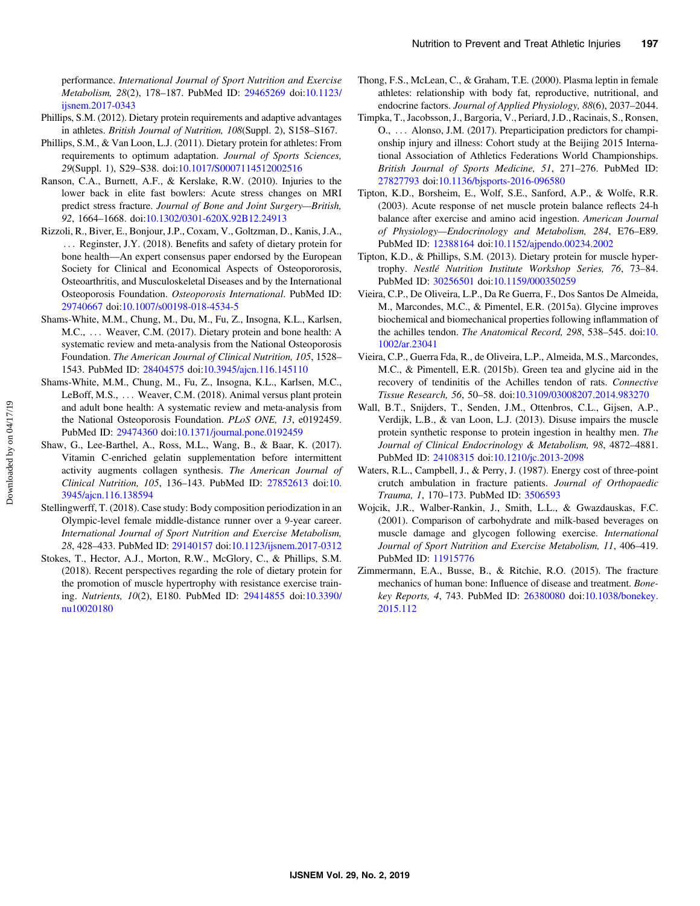performance. *International Journal of Sport Nutrition and Exercise Metabolism, 28*(2), 178–187. PubMed ID: 29465269 doi:10.1123/ijsnem.2017-0343

Phillips, S.M. (2012). Dietary protein requirements and adaptive advantages in athletes. *British Journal of Nutrition, 108*(Suppl. 2), S158–S167.

Phillips, S.M., & Van Loon, L.J. (2011). Dietary protein for athletes: From requirements to optimum adaptation. *Journal of Sports Sciences, 29*(Suppl. 1), S29–S38. doi:10.1017/S0007114512002516

Ranson, C.A., Burnett, A.F., & Kerslake, R.W. (2010). Injuries to the lower back in elite fast bowlers: Acute stress changes on MRI predict stress fracture. *Journal of Bone and Joint Surgery—British, 92*, 1664–1668. doi:10.1302/0301-620X.92B12.24913

Rizzoli, R., Biver, E., Bonjour, J.P., Coxam, V., Goltzman, D., Kanis, J.A., . . . Reginster, J.Y. (2018). Benefits and safety of dietary protein for bone health—An expert consensus paper endorsed by the European Society for Clinical and Economical Aspects of Osteopororosis, Osteoarthritis, and Musculoskeletal Diseases and by the International Osteoporosis Foundation. *Osteoporosis International*. PubMed ID: 29740667 doi:10.1007/s00198-018-4534-5

Shams-White, M.M., Chung, M., Du, M., Fu, Z., Insogna, K.L., Karlsen, M.C., . . . Weaver, C.M. (2017). Dietary protein and bone health: A systematic review and meta-analysis from the National Osteoporosis Foundation. *The American Journal of Clinical Nutrition, 105*, 1528–1543. PubMed ID: 28404575 doi:10.3945/ajcn.116.145110

Shams-White, M.M., Chung, M., Fu, Z., Insogna, K.L., Karlsen, M.C., LeBoff, M.S., . . . Weaver, C.M. (2018). Animal versus plant protein and adult bone health: A systematic review and meta-analysis from the National Osteoporosis Foundation. *PLoS ONE, 13*, e0192459. PubMed ID: 29474360 doi:10.1371/journal.pone.0192459

Shaw, G., Lee-Barthel, A., Ross, M.L., Wang, B., & Baar, K. (2017). Vitamin C-enriched gelatin supplementation before intermittent activity augments collagen synthesis. *The American Journal of Clinical Nutrition, 105*, 136–143. PubMed ID: 27852613 doi:10.3945/ajcn.116.138594

Stellingwerff, T. (2018). Case study: Body composition periodization in an Olympic-level female middle-distance runner over a 9-year career. *International Journal of Sport Nutrition and Exercise Metabolism, 28*, 428–433. PubMed ID: 29140157 doi:10.1123/ijsnem.2017-0312

Stokes, T., Hector, A.J., Morton, R.W., McGlory, C., & Phillips, S.M. (2018). Recent perspectives regarding the role of dietary protein for the promotion of muscle hypertrophy with resistance exercise training. *Nutrients, 10*(2), E180. PubMed ID: 29414855 doi:10.3390/nu10020180

Thong, F.S., McLean, C., & Graham, T.E. (2000). Plasma leptin in female athletes: relationship with body fat, reproductive, nutritional, and endocrine factors. *Journal of Applied Physiology, 88*(6), 2037–2044.

Timpka, T., Jacobsson, J., Bargoria, V., Periard, J.D., Racinais, S., Ronsen, O., . . . Alonso, J.M. (2017). Preparticipation predictors for championship injury and illness: Cohort study at the Beijing 2015 International Association of Athletics Federations World Championships. *British Journal of Sports Medicine, 51*, 271–276. PubMed ID: 27827793 doi:10.1136/bjsports-2016-096580

Tipton, K.D., Borsheim, E., Wolf, S.E., Sanford, A.P., & Wolfe, R.R. (2003). Acute response of net muscle protein balance reflects 24-h balance after exercise and amino acid ingestion. *American Journal of Physiology—Endocrinology and Metabolism, 284*, E76–E89. PubMed ID: 12388164 doi:10.1152/ajpendo.00234.2002

Tipton, K.D., & Phillips, S.M. (2013). Dietary protein for muscle hypertrophy. *Nestlé Nutrition Institute Workshop Series, 76*, 73–84. PubMed ID: 30256501 doi:10.1159/000350259

Vieira, C.P., De Oliveira, L.P., Da Re Guerra, F., Dos Santos De Almeida, M., Marcondes, M.C., & Pimentel, E.R. (2015a). Glycine improves biochemical and biomechanical properties following inflammation of the achilles tendon. *The Anatomical Record, 298*, 538–545. doi:10.1002/ar.23041

Vieira, C.P., Guerra Fda, R., de Oliveira, L.P., Almeida, M.S., Marcondes, M.C., & Pimentell, E.R. (2015b). Green tea and glycine aid in the recovery of tendinitis of the Achilles tendon of rats. *Connective Tissue Research, 56*, 50–58. doi:10.3109/03008207.2014.983270

Wall, B.T., Snijders, T., Senden, J.M., Ottenbros, C.L., Gijsen, A.P., Verdijk, L.B., & van Loon, L.J. (2013). Disuse impairs the muscle protein synthetic response to protein ingestion in healthy men. *The Journal of Clinical Endocrinology & Metabolism, 98*, 4872–4881. PubMed ID: 24108315 doi:10.1210/jc.2013-2098

Waters, R.L., Campbell, J., & Perry, J. (1987). Energy cost of three-point crutch ambulation in fracture patients. *Journal of Orthopaedic Trauma, 1*, 170–173. PubMed ID: 3506593

Wojcik, J.R., Walber-Rankin, J., Smith, L.L., & Gwazdauskas, F.C. (2001). Comparison of carbohydrate and milk-based beverages on muscle damage and glycogen following exercise. *International Journal of Sport Nutrition and Exercise Metabolism, 11*, 406–419. PubMed ID: 11915776

Zimmermann, E.A., Busse, B., & Ritchie, R.O. (2015). The fracture mechanics of human bone: Influence of disease and treatment. *Bonekey Reports, 4*, 743. PubMed ID: 26380080 doi:10.1038/bonekey.2015.112